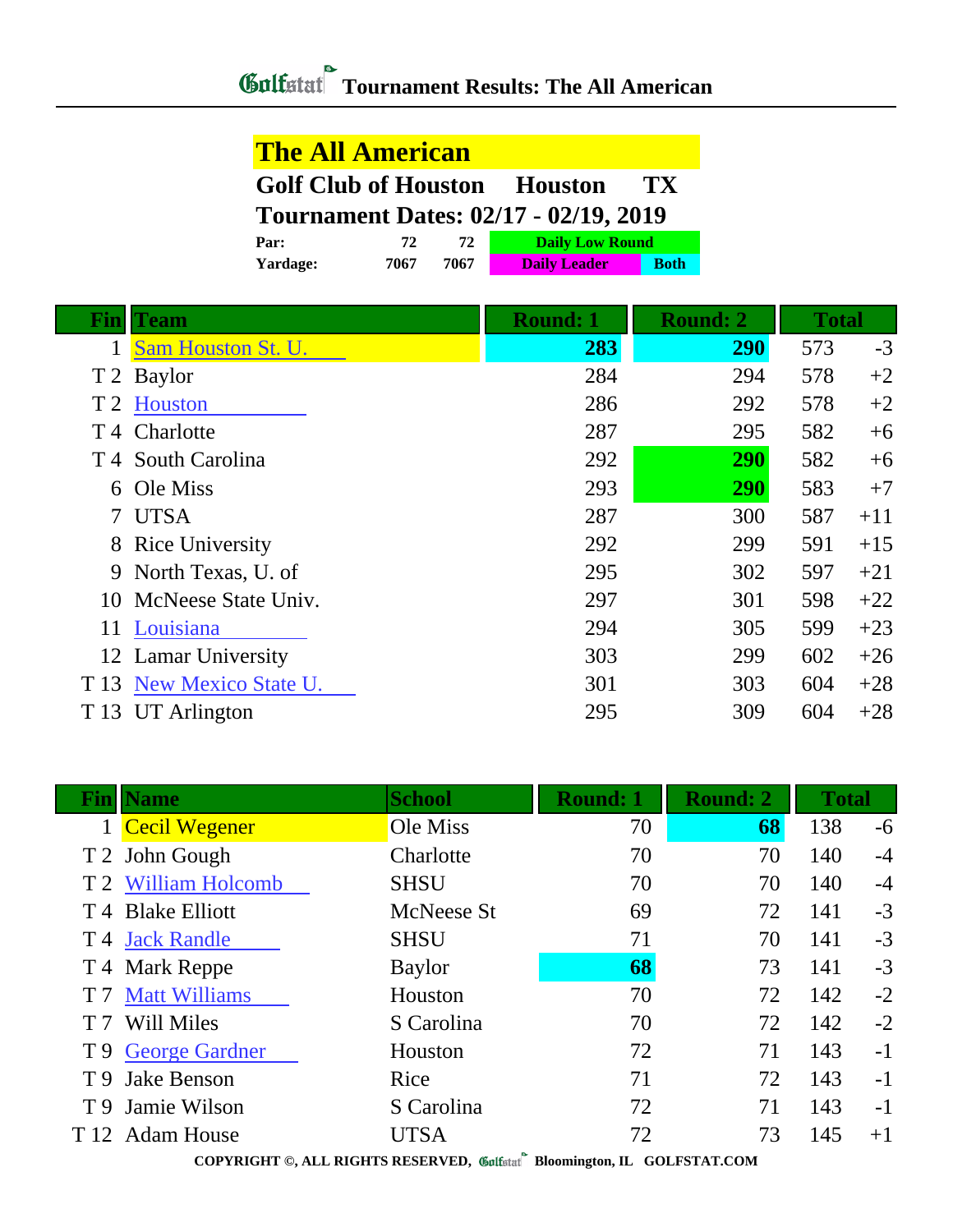# Tournament Results: The All American

## The All American

**Golf Club of Houston Houston TX**

**Tournament Dates: 02/17 - 02/19, 2019**

| | | | |
|---|---|---|---|
| **Par:** | **72** | **72** | **Daily Low Round** |
| **Yardage:** | **7067** | **7067** | **Daily Leader** / **Both** |

| Fin | Team | Round: 1 | Round: 2 | Total | |
|---|---|---|---|---|---|
| 1 | Sam Houston St. U. | **283** | **290** | 573 | -3 |
| T 2 | Baylor | 284 | 294 | 578 | +2 |
| T 2 | Houston | 286 | 292 | 578 | +2 |
| T 4 | Charlotte | 287 | 295 | 582 | +6 |
| T 4 | South Carolina | 292 | **290** | 582 | +6 |
| 6 | Ole Miss | 293 | **290** | 583 | +7 |
| 7 | UTSA | 287 | 300 | 587 | +11 |
| 8 | Rice University | 292 | 299 | 591 | +15 |
| 9 | North Texas, U. of | 295 | 302 | 597 | +21 |
| 10 | McNeese State Univ. | 297 | 301 | 598 | +22 |
| 11 | Louisiana | 294 | 305 | 599 | +23 |
| 12 | Lamar University | 303 | 299 | 602 | +26 |
| T 13 | New Mexico State U. | 301 | 303 | 604 | +28 |
| T 13 | UT Arlington | 295 | 309 | 604 | +28 |

| Fin | Name | School | Round: 1 | Round: 2 | Total | |
|---|---|---|---|---|---|---|
| 1 | Cecil Wegener | Ole Miss | 70 | **68** | 138 | -6 |
| T 2 | John Gough | Charlotte | 70 | 70 | 140 | -4 |
| T 2 | William Holcomb | SHSU | 70 | 70 | 140 | -4 |
| T 4 | Blake Elliott | McNeese St | 69 | 72 | 141 | -3 |
| T 4 | Jack Randle | SHSU | 71 | 70 | 141 | -3 |
| T 4 | Mark Reppe | Baylor | **68** | 73 | 141 | -3 |
| T 7 | Matt Williams | Houston | 70 | 72 | 142 | -2 |
| T 7 | Will Miles | S Carolina | 70 | 72 | 142 | -2 |
| T 9 | George Gardner | Houston | 72 | 71 | 143 | -1 |
| T 9 | Jake Benson | Rice | 71 | 72 | 143 | -1 |
| T 9 | Jamie Wilson | S Carolina | 72 | 71 | 143 | -1 |
| T 12 | Adam House | UTSA | 72 | 73 | 145 | +1 |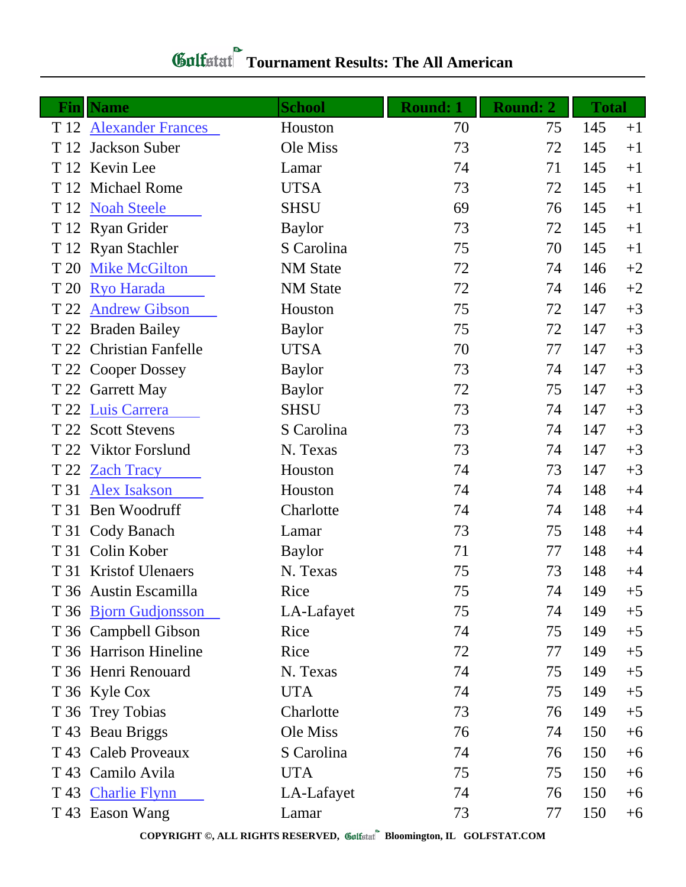# Golfstat Tournament Results: The All American

| Fin | Name | School | Round: 1 | Round: 2 | Total | |
|---|---|---|---|---|---|---|
| T 12 | Alexander Frances | Houston | 70 | 75 | 145 | +1 |
| T 12 | Jackson Suber | Ole Miss | 73 | 72 | 145 | +1 |
| T 12 | Kevin Lee | Lamar | 74 | 71 | 145 | +1 |
| T 12 | Michael Rome | UTSA | 73 | 72 | 145 | +1 |
| T 12 | Noah Steele | SHSU | 69 | 76 | 145 | +1 |
| T 12 | Ryan Grider | Baylor | 73 | 72 | 145 | +1 |
| T 12 | Ryan Stachler | S Carolina | 75 | 70 | 145 | +1 |
| T 20 | Mike McGilton | NM State | 72 | 74 | 146 | +2 |
| T 20 | Ryo Harada | NM State | 72 | 74 | 146 | +2 |
| T 22 | Andrew Gibson | Houston | 75 | 72 | 147 | +3 |
| T 22 | Braden Bailey | Baylor | 75 | 72 | 147 | +3 |
| T 22 | Christian Fanfelle | UTSA | 70 | 77 | 147 | +3 |
| T 22 | Cooper Dossey | Baylor | 73 | 74 | 147 | +3 |
| T 22 | Garrett May | Baylor | 72 | 75 | 147 | +3 |
| T 22 | Luis Carrera | SHSU | 73 | 74 | 147 | +3 |
| T 22 | Scott Stevens | S Carolina | 73 | 74 | 147 | +3 |
| T 22 | Viktor Forslund | N. Texas | 73 | 74 | 147 | +3 |
| T 22 | Zach Tracy | Houston | 74 | 73 | 147 | +3 |
| T 31 | Alex Isakson | Houston | 74 | 74 | 148 | +4 |
| T 31 | Ben Woodruff | Charlotte | 74 | 74 | 148 | +4 |
| T 31 | Cody Banach | Lamar | 73 | 75 | 148 | +4 |
| T 31 | Colin Kober | Baylor | 71 | 77 | 148 | +4 |
| T 31 | Kristof Ulenaers | N. Texas | 75 | 73 | 148 | +4 |
| T 36 | Austin Escamilla | Rice | 75 | 74 | 149 | +5 |
| T 36 | Bjorn Gudjonsson | LA-Lafayet | 75 | 74 | 149 | +5 |
| T 36 | Campbell Gibson | Rice | 74 | 75 | 149 | +5 |
| T 36 | Harrison Hineline | Rice | 72 | 77 | 149 | +5 |
| T 36 | Henri Renouard | N. Texas | 74 | 75 | 149 | +5 |
| T 36 | Kyle Cox | UTA | 74 | 75 | 149 | +5 |
| T 36 | Trey Tobias | Charlotte | 73 | 76 | 149 | +5 |
| T 43 | Beau Briggs | Ole Miss | 76 | 74 | 150 | +6 |
| T 43 | Caleb Proveaux | S Carolina | 74 | 76 | 150 | +6 |
| T 43 | Camilo Avila | UTA | 75 | 75 | 150 | +6 |
| T 43 | Charlie Flynn | LA-Lafayet | 74 | 76 | 150 | +6 |
| T 43 | Eason Wang | Lamar | 73 | 77 | 150 | +6 |

COPYRIGHT ©, ALL RIGHTS RESERVED, Golfstat Bloomington, IL GOLFSTAT.COM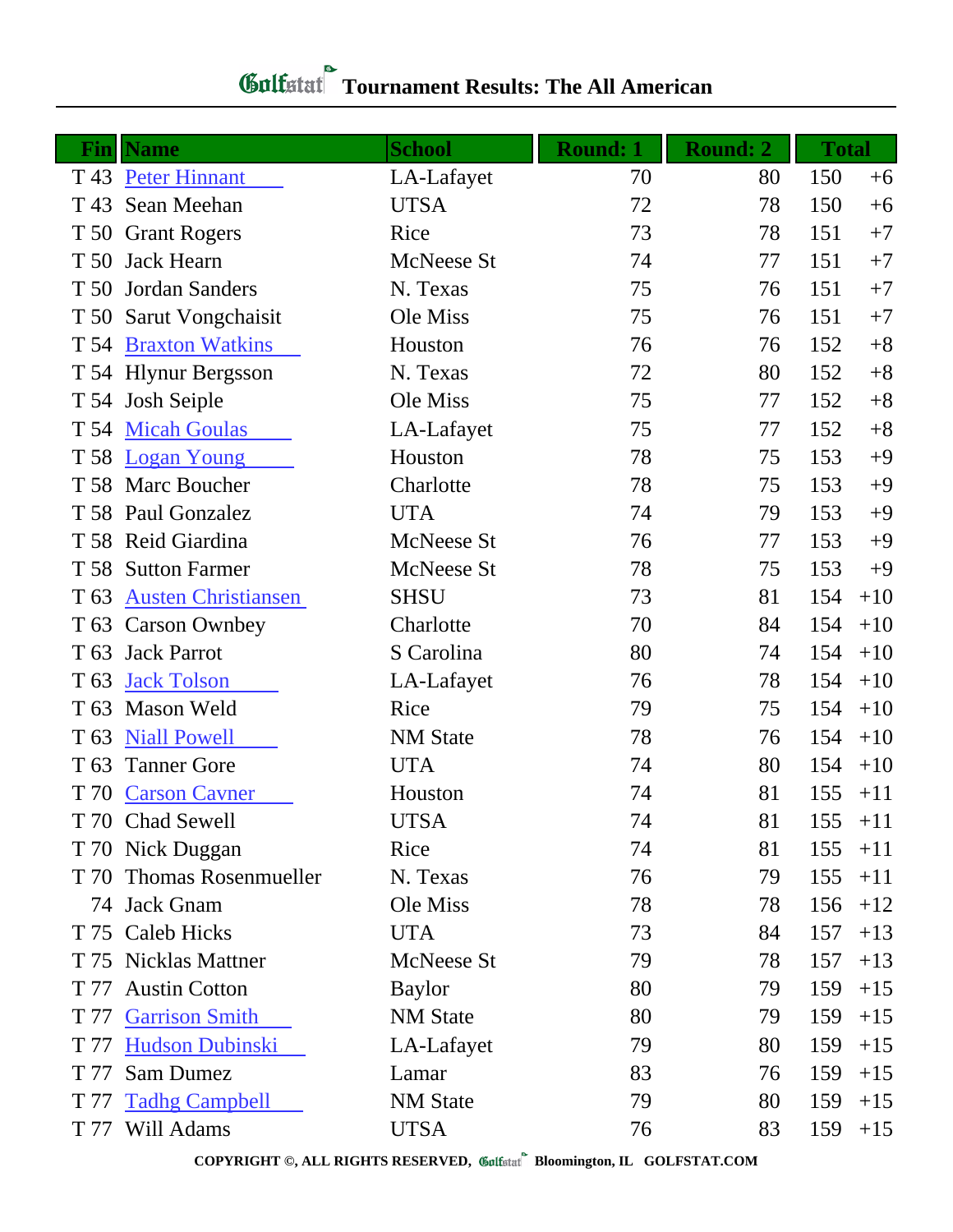# Golfstat Tournament Results: The All American

| Fin | Name | School | Round: 1 | Round: 2 | Total | |
|---|---|---|---|---|---|---|
| T 43 | Peter Hinnant | LA-Lafayet | 70 | 80 | 150 | +6 |
| T 43 | Sean Meehan | UTSA | 72 | 78 | 150 | +6 |
| T 50 | Grant Rogers | Rice | 73 | 78 | 151 | +7 |
| T 50 | Jack Hearn | McNeese St | 74 | 77 | 151 | +7 |
| T 50 | Jordan Sanders | N. Texas | 75 | 76 | 151 | +7 |
| T 50 | Sarut Vongchaisit | Ole Miss | 75 | 76 | 151 | +7 |
| T 54 | Braxton Watkins | Houston | 76 | 76 | 152 | +8 |
| T 54 | Hlynur Bergsson | N. Texas | 72 | 80 | 152 | +8 |
| T 54 | Josh Seiple | Ole Miss | 75 | 77 | 152 | +8 |
| T 54 | Micah Goulas | LA-Lafayet | 75 | 77 | 152 | +8 |
| T 58 | Logan Young | Houston | 78 | 75 | 153 | +9 |
| T 58 | Marc Boucher | Charlotte | 78 | 75 | 153 | +9 |
| T 58 | Paul Gonzalez | UTA | 74 | 79 | 153 | +9 |
| T 58 | Reid Giardina | McNeese St | 76 | 77 | 153 | +9 |
| T 58 | Sutton Farmer | McNeese St | 78 | 75 | 153 | +9 |
| T 63 | Austen Christiansen | SHSU | 73 | 81 | 154 | +10 |
| T 63 | Carson Ownbey | Charlotte | 70 | 84 | 154 | +10 |
| T 63 | Jack Parrot | S Carolina | 80 | 74 | 154 | +10 |
| T 63 | Jack Tolson | LA-Lafayet | 76 | 78 | 154 | +10 |
| T 63 | Mason Weld | Rice | 79 | 75 | 154 | +10 |
| T 63 | Niall Powell | NM State | 78 | 76 | 154 | +10 |
| T 63 | Tanner Gore | UTA | 74 | 80 | 154 | +10 |
| T 70 | Carson Cavner | Houston | 74 | 81 | 155 | +11 |
| T 70 | Chad Sewell | UTSA | 74 | 81 | 155 | +11 |
| T 70 | Nick Duggan | Rice | 74 | 81 | 155 | +11 |
| T 70 | Thomas Rosenmueller | N. Texas | 76 | 79 | 155 | +11 |
| 74 | Jack Gnam | Ole Miss | 78 | 78 | 156 | +12 |
| T 75 | Caleb Hicks | UTA | 73 | 84 | 157 | +13 |
| T 75 | Nicklas Mattner | McNeese St | 79 | 78 | 157 | +13 |
| T 77 | Austin Cotton | Baylor | 80 | 79 | 159 | +15 |
| T 77 | Garrison Smith | NM State | 80 | 79 | 159 | +15 |
| T 77 | Hudson Dubinski | LA-Lafayet | 79 | 80 | 159 | +15 |
| T 77 | Sam Dumez | Lamar | 83 | 76 | 159 | +15 |
| T 77 | Tadhg Campbell | NM State | 79 | 80 | 159 | +15 |
| T 77 | Will Adams | UTSA | 76 | 83 | 159 | +15 |

COPYRIGHT ©, ALL RIGHTS RESERVED, Golfstat Bloomington, IL GOLFSTAT.COM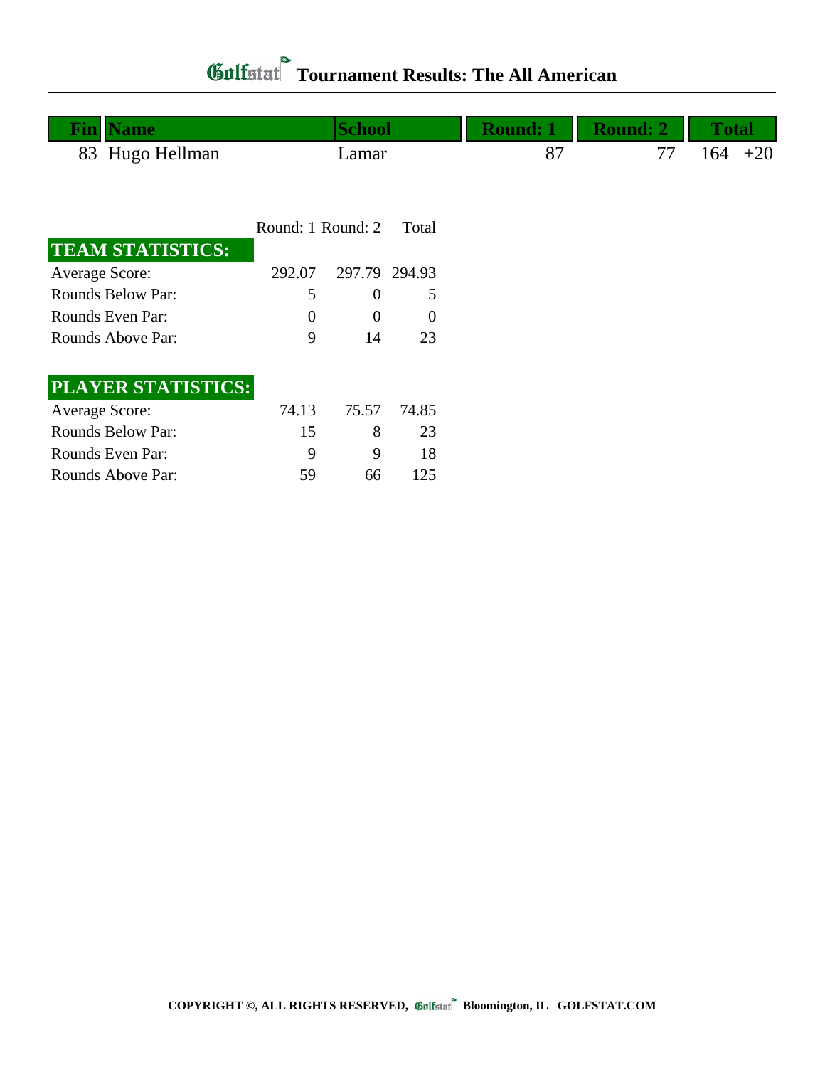# Golfstat Tournament Results: The All American

| Fin | Name | School | Round: 1 | Round: 2 | Total | |
|---|---|---|---|---|---|---|
| 83 | Hugo Hellman | Lamar | 87 | 77 | 164 | +20 |

| | Round: 1 | Round: 2 | Total |
|---|---|---|---|
| **TEAM STATISTICS:** | | | |
| Average Score: | 292.07 | 297.79 | 294.93 |
| Rounds Below Par: | 5 | 0 | 5 |
| Rounds Even Par: | 0 | 0 | 0 |
| Rounds Above Par: | 9 | 14 | 23 |

| | Round: 1 | Round: 2 | Total |
|---|---|---|---|
| **PLAYER STATISTICS:** | | | |
| Average Score: | 74.13 | 75.57 | 74.85 |
| Rounds Below Par: | 15 | 8 | 23 |
| Rounds Even Par: | 9 | 9 | 18 |
| Rounds Above Par: | 59 | 66 | 125 |

COPYRIGHT ©, ALL RIGHTS RESERVED, Golfstat Bloomington, IL GOLFSTAT.COM